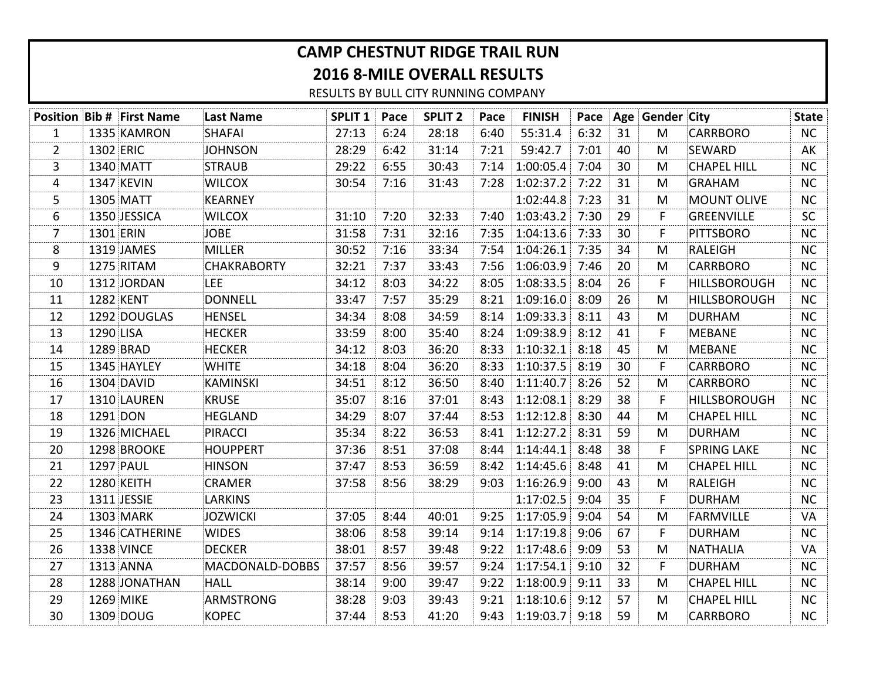# CAMP CHESTNUT RIDGE TRAIL RUN

## 2016 8-MILE OVERALL RESULTS

RESULTS BY BULL CITY RUNNING COMPANY

| Position | Bib # | First Name | Last Name | SPLIT 1 | Pace | SPLIT 2 | Pace | FINISH | Pace | Age | Gender | City | State |
|---|---|---|---|---|---|---|---|---|---|---|---|---|---|
| 1 | 1335 | KAMRON | SHAFAI | 27:13 | 6:24 | 28:18 | 6:40 | 55:31.4 | 6:32 | 31 | M | CARRBORO | NC |
| 2 | 1302 | ERIC | JOHNSON | 28:29 | 6:42 | 31:14 | 7:21 | 59:42.7 | 7:01 | 40 | M | SEWARD | AK |
| 3 | 1340 | MATT | STRAUB | 29:22 | 6:55 | 30:43 | 7:14 | 1:00:05.4 | 7:04 | 30 | M | CHAPEL HILL | NC |
| 4 | 1347 | KEVIN | WILCOX | 30:54 | 7:16 | 31:43 | 7:28 | 1:02:37.2 | 7:22 | 31 | M | GRAHAM | NC |
| 5 | 1305 | MATT | KEARNEY | | | | | 1:02:44.8 | 7:23 | 31 | M | MOUNT OLIVE | NC |
| 6 | 1350 | JESSICA | WILCOX | 31:10 | 7:20 | 32:33 | 7:40 | 1:03:43.2 | 7:30 | 29 | F | GREENVILLE | SC |
| 7 | 1301 | ERIN | JOBE | 31:58 | 7:31 | 32:16 | 7:35 | 1:04:13.6 | 7:33 | 30 | F | PITTSBORO | NC |
| 8 | 1319 | JAMES | MILLER | 30:52 | 7:16 | 33:34 | 7:54 | 1:04:26.1 | 7:35 | 34 | M | RALEIGH | NC |
| 9 | 1275 | RITAM | CHAKRABORTY | 32:21 | 7:37 | 33:43 | 7:56 | 1:06:03.9 | 7:46 | 20 | M | CARRBORO | NC |
| 10 | 1312 | JORDAN | LEE | 34:12 | 8:03 | 34:22 | 8:05 | 1:08:33.5 | 8:04 | 26 | F | HILLSBOROUGH | NC |
| 11 | 1282 | KENT | DONNELL | 33:47 | 7:57 | 35:29 | 8:21 | 1:09:16.0 | 8:09 | 26 | M | HILLSBOROUGH | NC |
| 12 | 1292 | DOUGLAS | HENSEL | 34:34 | 8:08 | 34:59 | 8:14 | 1:09:33.3 | 8:11 | 43 | M | DURHAM | NC |
| 13 | 1290 | LISA | HECKER | 33:59 | 8:00 | 35:40 | 8:24 | 1:09:38.9 | 8:12 | 41 | F | MEBANE | NC |
| 14 | 1289 | BRAD | HECKER | 34:12 | 8:03 | 36:20 | 8:33 | 1:10:32.1 | 8:18 | 45 | M | MEBANE | NC |
| 15 | 1345 | HAYLEY | WHITE | 34:18 | 8:04 | 36:20 | 8:33 | 1:10:37.5 | 8:19 | 30 | F | CARRBORO | NC |
| 16 | 1304 | DAVID | KAMINSKI | 34:51 | 8:12 | 36:50 | 8:40 | 1:11:40.7 | 8:26 | 52 | M | CARRBORO | NC |
| 17 | 1310 | LAUREN | KRUSE | 35:07 | 8:16 | 37:01 | 8:43 | 1:12:08.1 | 8:29 | 38 | F | HILLSBOROUGH | NC |
| 18 | 1291 | DON | HEGLAND | 34:29 | 8:07 | 37:44 | 8:53 | 1:12:12.8 | 8:30 | 44 | M | CHAPEL HILL | NC |
| 19 | 1326 | MICHAEL | PIRACCI | 35:34 | 8:22 | 36:53 | 8:41 | 1:12:27.2 | 8:31 | 59 | M | DURHAM | NC |
| 20 | 1298 | BROOKE | HOUPPERT | 37:36 | 8:51 | 37:08 | 8:44 | 1:14:44.1 | 8:48 | 38 | F | SPRING LAKE | NC |
| 21 | 1297 | PAUL | HINSON | 37:47 | 8:53 | 36:59 | 8:42 | 1:14:45.6 | 8:48 | 41 | M | CHAPEL HILL | NC |
| 22 | 1280 | KEITH | CRAMER | 37:58 | 8:56 | 38:29 | 9:03 | 1:16:26.9 | 9:00 | 43 | M | RALEIGH | NC |
| 23 | 1311 | JESSIE | LARKINS | | | | | 1:17:02.5 | 9:04 | 35 | F | DURHAM | NC |
| 24 | 1303 | MARK | JOZWICKI | 37:05 | 8:44 | 40:01 | 9:25 | 1:17:05.9 | 9:04 | 54 | M | FARMVILLE | VA |
| 25 | 1346 | CATHERINE | WIDES | 38:06 | 8:58 | 39:14 | 9:14 | 1:17:19.8 | 9:06 | 67 | F | DURHAM | NC |
| 26 | 1338 | VINCE | DECKER | 38:01 | 8:57 | 39:48 | 9:22 | 1:17:48.6 | 9:09 | 53 | M | NATHALIA | VA |
| 27 | 1313 | ANNA | MACDONALD-DOBBS | 37:57 | 8:56 | 39:57 | 9:24 | 1:17:54.1 | 9:10 | 32 | F | DURHAM | NC |
| 28 | 1288 | JONATHAN | HALL | 38:14 | 9:00 | 39:47 | 9:22 | 1:18:00.9 | 9:11 | 33 | M | CHAPEL HILL | NC |
| 29 | 1269 | MIKE | ARMSTRONG | 38:28 | 9:03 | 39:43 | 9:21 | 1:18:10.6 | 9:12 | 57 | M | CHAPEL HILL | NC |
| 30 | 1309 | DOUG | KOPEC | 37:44 | 8:53 | 41:20 | 9:43 | 1:19:03.7 | 9:18 | 59 | M | CARRBORO | NC |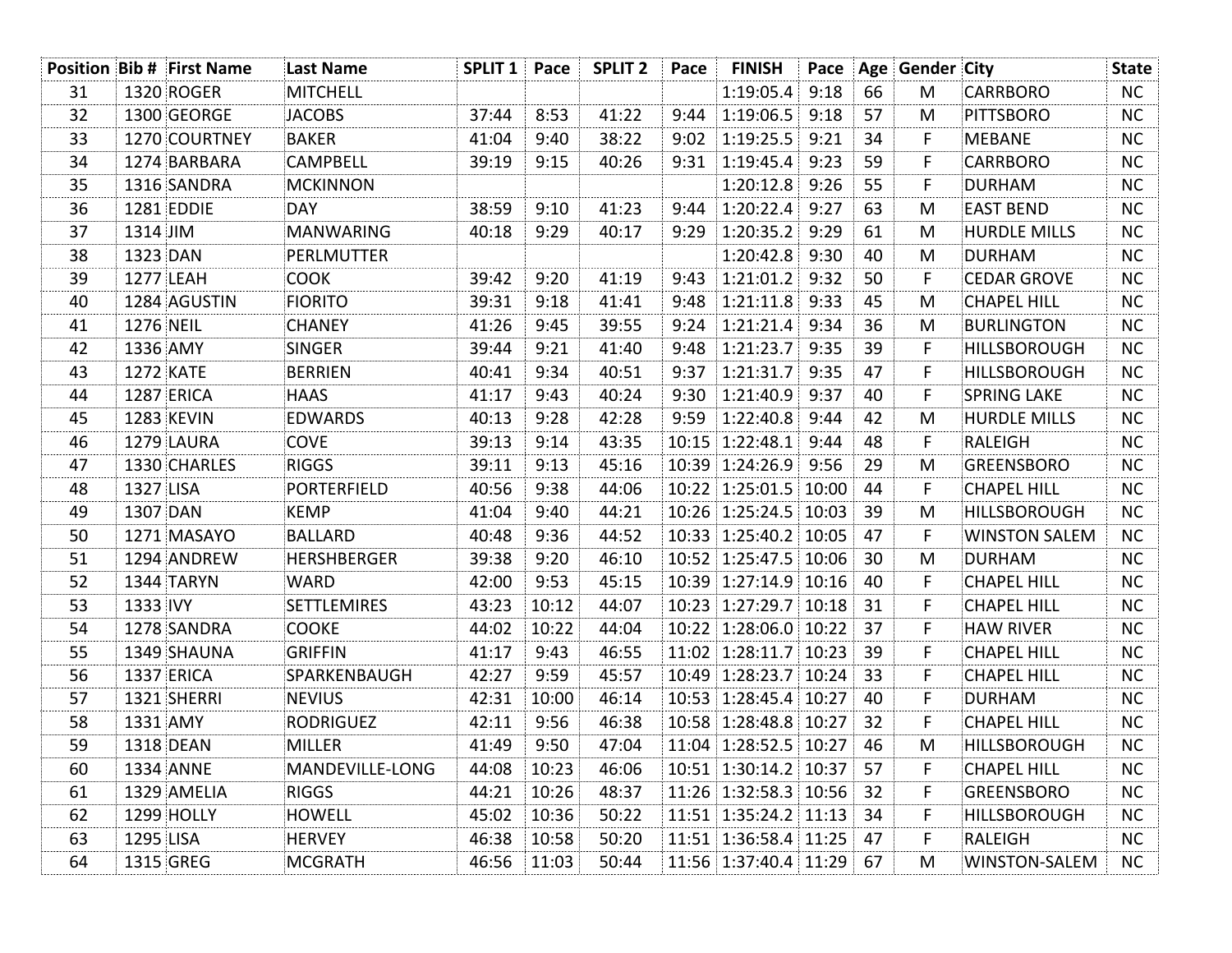| Position | Bib # | First Name | Last Name | SPLIT 1 | Pace | SPLIT 2 | Pace | FINISH | Pace | Age | Gender | City | State |
|---|---|---|---|---|---|---|---|---|---|---|---|---|---|
| 31 | 1320 | ROGER | MITCHELL | | | | | 1:19:05.4 | 9:18 | 66 | M | CARRBORO | NC |
| 32 | 1300 | GEORGE | JACOBS | 37:44 | 8:53 | 41:22 | 9:44 | 1:19:06.5 | 9:18 | 57 | M | PITTSBORO | NC |
| 33 | 1270 | COURTNEY | BAKER | 41:04 | 9:40 | 38:22 | 9:02 | 1:19:25.5 | 9:21 | 34 | F | MEBANE | NC |
| 34 | 1274 | BARBARA | CAMPBELL | 39:19 | 9:15 | 40:26 | 9:31 | 1:19:45.4 | 9:23 | 59 | F | CARRBORO | NC |
| 35 | 1316 | SANDRA | MCKINNON | | | | | 1:20:12.8 | 9:26 | 55 | F | DURHAM | NC |
| 36 | 1281 | EDDIE | DAY | 38:59 | 9:10 | 41:23 | 9:44 | 1:20:22.4 | 9:27 | 63 | M | EAST BEND | NC |
| 37 | 1314 | JIM | MANWARING | 40:18 | 9:29 | 40:17 | 9:29 | 1:20:35.2 | 9:29 | 61 | M | HURDLE MILLS | NC |
| 38 | 1323 | DAN | PERLMUTTER | | | | | 1:20:42.8 | 9:30 | 40 | M | DURHAM | NC |
| 39 | 1277 | LEAH | COOK | 39:42 | 9:20 | 41:19 | 9:43 | 1:21:01.2 | 9:32 | 50 | F | CEDAR GROVE | NC |
| 40 | 1284 | AGUSTIN | FIORITO | 39:31 | 9:18 | 41:41 | 9:48 | 1:21:11.8 | 9:33 | 45 | M | CHAPEL HILL | NC |
| 41 | 1276 | NEIL | CHANEY | 41:26 | 9:45 | 39:55 | 9:24 | 1:21:21.4 | 9:34 | 36 | M | BURLINGTON | NC |
| 42 | 1336 | AMY | SINGER | 39:44 | 9:21 | 41:40 | 9:48 | 1:21:23.7 | 9:35 | 39 | F | HILLSBOROUGH | NC |
| 43 | 1272 | KATE | BERRIEN | 40:41 | 9:34 | 40:51 | 9:37 | 1:21:31.7 | 9:35 | 47 | F | HILLSBOROUGH | NC |
| 44 | 1287 | ERICA | HAAS | 41:17 | 9:43 | 40:24 | 9:30 | 1:21:40.9 | 9:37 | 40 | F | SPRING LAKE | NC |
| 45 | 1283 | KEVIN | EDWARDS | 40:13 | 9:28 | 42:28 | 9:59 | 1:22:40.8 | 9:44 | 42 | M | HURDLE MILLS | NC |
| 46 | 1279 | LAURA | COVE | 39:13 | 9:14 | 43:35 | 10:15 | 1:22:48.1 | 9:44 | 48 | F | RALEIGH | NC |
| 47 | 1330 | CHARLES | RIGGS | 39:11 | 9:13 | 45:16 | 10:39 | 1:24:26.9 | 9:56 | 29 | M | GREENSBORO | NC |
| 48 | 1327 | LISA | PORTERFIELD | 40:56 | 9:38 | 44:06 | 10:22 | 1:25:01.5 | 10:00 | 44 | F | CHAPEL HILL | NC |
| 49 | 1307 | DAN | KEMP | 41:04 | 9:40 | 44:21 | 10:26 | 1:25:24.5 | 10:03 | 39 | M | HILLSBOROUGH | NC |
| 50 | 1271 | MASAYO | BALLARD | 40:48 | 9:36 | 44:52 | 10:33 | 1:25:40.2 | 10:05 | 47 | F | WINSTON SALEM | NC |
| 51 | 1294 | ANDREW | HERSHBERGER | 39:38 | 9:20 | 46:10 | 10:52 | 1:25:47.5 | 10:06 | 30 | M | DURHAM | NC |
| 52 | 1344 | TARYN | WARD | 42:00 | 9:53 | 45:15 | 10:39 | 1:27:14.9 | 10:16 | 40 | F | CHAPEL HILL | NC |
| 53 | 1333 | IVY | SETTLEMIRES | 43:23 | 10:12 | 44:07 | 10:23 | 1:27:29.7 | 10:18 | 31 | F | CHAPEL HILL | NC |
| 54 | 1278 | SANDRA | COOKE | 44:02 | 10:22 | 44:04 | 10:22 | 1:28:06.0 | 10:22 | 37 | F | HAW RIVER | NC |
| 55 | 1349 | SHAUNA | GRIFFIN | 41:17 | 9:43 | 46:55 | 11:02 | 1:28:11.7 | 10:23 | 39 | F | CHAPEL HILL | NC |
| 56 | 1337 | ERICA | SPARKENBAUGH | 42:27 | 9:59 | 45:57 | 10:49 | 1:28:23.7 | 10:24 | 33 | F | CHAPEL HILL | NC |
| 57 | 1321 | SHERRI | NEVIUS | 42:31 | 10:00 | 46:14 | 10:53 | 1:28:45.4 | 10:27 | 40 | F | DURHAM | NC |
| 58 | 1331 | AMY | RODRIGUEZ | 42:11 | 9:56 | 46:38 | 10:58 | 1:28:48.8 | 10:27 | 32 | F | CHAPEL HILL | NC |
| 59 | 1318 | DEAN | MILLER | 41:49 | 9:50 | 47:04 | 11:04 | 1:28:52.5 | 10:27 | 46 | M | HILLSBOROUGH | NC |
| 60 | 1334 | ANNE | MANDEVILLE-LONG | 44:08 | 10:23 | 46:06 | 10:51 | 1:30:14.2 | 10:37 | 57 | F | CHAPEL HILL | NC |
| 61 | 1329 | AMELIA | RIGGS | 44:21 | 10:26 | 48:37 | 11:26 | 1:32:58.3 | 10:56 | 32 | F | GREENSBORO | NC |
| 62 | 1299 | HOLLY | HOWELL | 45:02 | 10:36 | 50:22 | 11:51 | 1:35:24.2 | 11:13 | 34 | F | HILLSBOROUGH | NC |
| 63 | 1295 | LISA | HERVEY | 46:38 | 10:58 | 50:20 | 11:51 | 1:36:58.4 | 11:25 | 47 | F | RALEIGH | NC |
| 64 | 1315 | GREG | MCGRATH | 46:56 | 11:03 | 50:44 | 11:56 | 1:37:40.4 | 11:29 | 67 | M | WINSTON-SALEM | NC |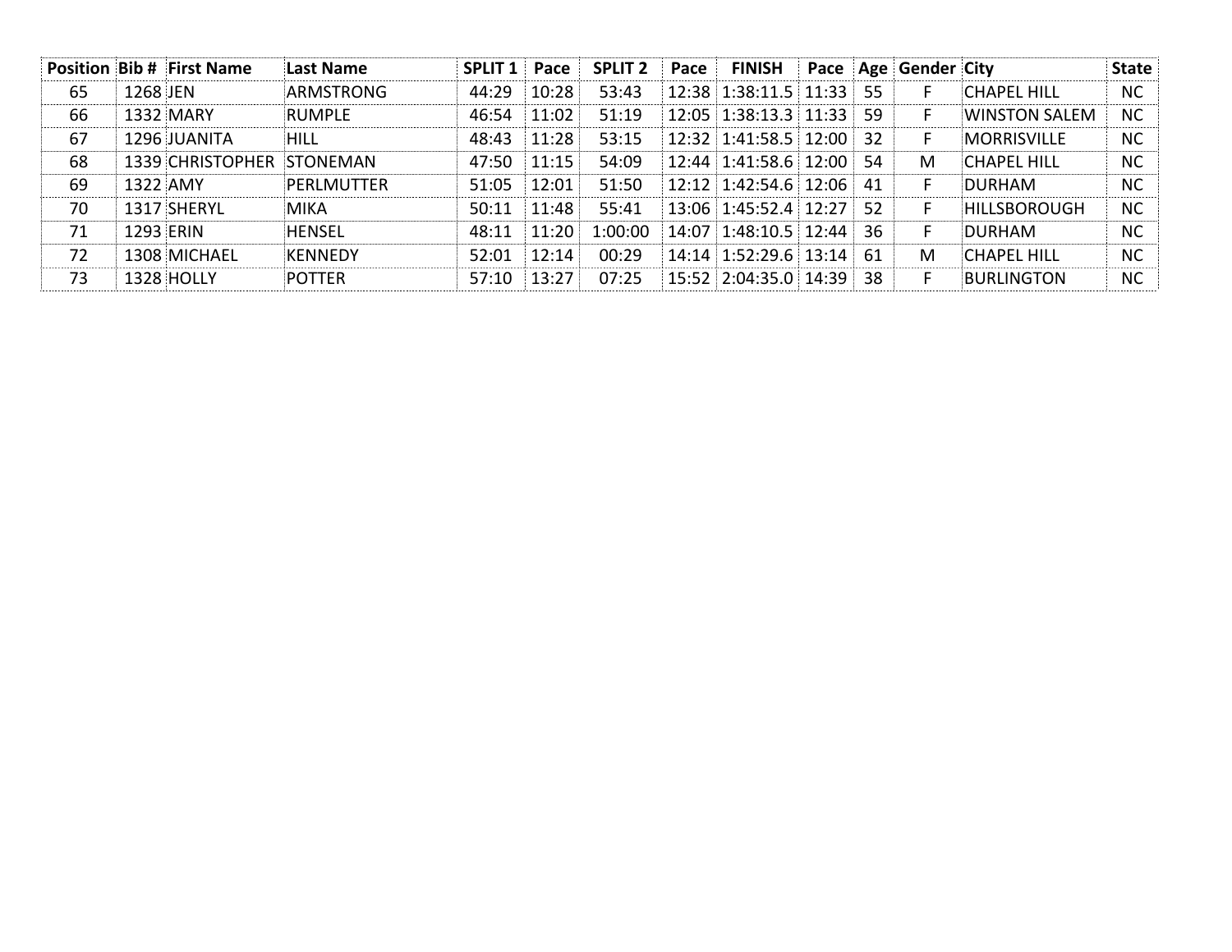| Position | Bib # | First Name | Last Name | SPLIT 1 | Pace | SPLIT 2 | Pace | FINISH | Pace | Age | Gender | City | State |
|---|---|---|---|---|---|---|---|---|---|---|---|---|---|
| 65 | 1268 | JEN | ARMSTRONG | 44:29 | 10:28 | 53:43 | 12:38 | 1:38:11.5 | 11:33 | 55 | F | CHAPEL HILL | NC |
| 66 | 1332 | MARY | RUMPLE | 46:54 | 11:02 | 51:19 | 12:05 | 1:38:13.3 | 11:33 | 59 | F | WINSTON SALEM | NC |
| 67 | 1296 | JUANITA | HILL | 48:43 | 11:28 | 53:15 | 12:32 | 1:41:58.5 | 12:00 | 32 | F | MORRISVILLE | NC |
| 68 | 1339 | CHRISTOPHER | STONEMAN | 47:50 | 11:15 | 54:09 | 12:44 | 1:41:58.6 | 12:00 | 54 | M | CHAPEL HILL | NC |
| 69 | 1322 | AMY | PERLMUTTER | 51:05 | 12:01 | 51:50 | 12:12 | 1:42:54.6 | 12:06 | 41 | F | DURHAM | NC |
| 70 | 1317 | SHERYL | MIKA | 50:11 | 11:48 | 55:41 | 13:06 | 1:45:52.4 | 12:27 | 52 | F | HILLSBOROUGH | NC |
| 71 | 1293 | ERIN | HENSEL | 48:11 | 11:20 | 1:00:00 | 14:07 | 1:48:10.5 | 12:44 | 36 | F | DURHAM | NC |
| 72 | 1308 | MICHAEL | KENNEDY | 52:01 | 12:14 | 00:29 | 14:14 | 1:52:29.6 | 13:14 | 61 | M | CHAPEL HILL | NC |
| 73 | 1328 | HOLLY | POTTER | 57:10 | 13:27 | 07:25 | 15:52 | 2:04:35.0 | 14:39 | 38 | F | BURLINGTON | NC |